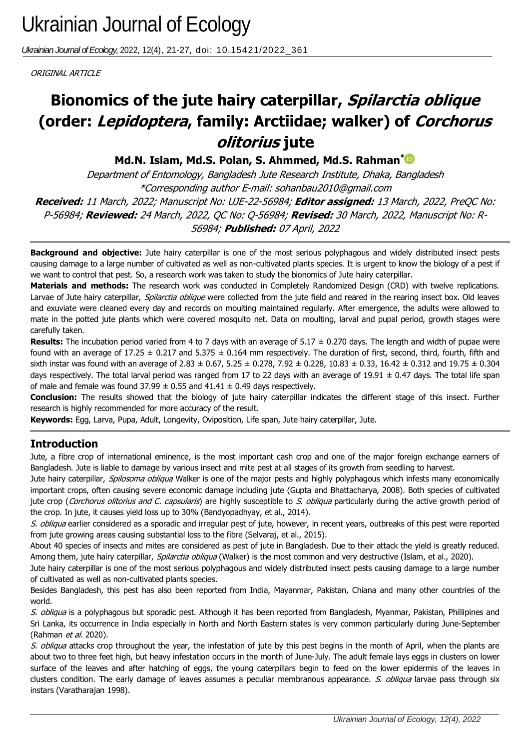# Ukrainian Journal of Ecology

*Ukrainian Journal of Ecology*, 2022, 12(4), 21-27, doi: 10.15421/2022_361

*ORIGINAL ARTICLE*

# Bionomics of the jute hairy caterpillar, *Spilarctia oblique* (order: *Lepidoptera*, family: Arctiidae; walker) of *Corchorus olitorius* jute

**Md.N. Islam, Md.S. Polan, S. Ahmmed, Md.S. Rahman***

*Department of Entomology, Bangladesh Jute Research Institute, Dhaka, Bangladesh*
*\*Corresponding author E-mail: sohanbau2010@gmail.com*

***Received:*** *11 March, 2022; Manuscript No: UJE-22-56984;* ***Editor assigned:*** *13 March, 2022, PreQC No: P-56984;* ***Reviewed:*** *24 March, 2022, QC No: Q-56984;* ***Revised:*** *30 March, 2022, Manuscript No: R-56984;* ***Published:*** *07 April, 2022*

**Background and objective:** Jute hairy caterpillar is one of the most serious polyphagous and widely distributed insect pests causing damage to a large number of cultivated as well as non-cultivated plants species. It is urgent to know the biology of a pest if we want to control that pest. So, a research work was taken to study the bionomics of Jute hairy caterpillar.

**Materials and methods:** The research work was conducted in Completely Randomized Design (CRD) with twelve replications. Larvae of Jute hairy caterpillar, *Spilarctia oblique* were collected from the jute field and reared in the rearing insect box. Old leaves and exuviate were cleaned every day and records on moulting maintained regularly. After emergence, the adults were allowed to mate in the potted jute plants which were covered mosquito net. Data on moulting, larval and pupal period, growth stages were carefully taken.

**Results:** The incubation period varied from 4 to 7 days with an average of 5.17 ± 0.270 days. The length and width of pupae were found with an average of 17.25 ± 0.217 and 5.375 ± 0.164 mm respectively. The duration of first, second, third, fourth, fifth and sixth instar was found with an average of 2.83 ± 0.67, 5.25 ± 0.278, 7.92 ± 0.228, 10.83 ± 0.33, 16.42 ± 0.312 and 19.75 ± 0.304 days respectively. The total larval period was ranged from 17 to 22 days with an average of 19.91 ± 0.47 days. The total life span of male and female was found 37.99 ± 0.55 and 41.41 ± 0.49 days respectively.

**Conclusion:** The results showed that the biology of jute hairy caterpillar indicates the different stage of this insect. Further research is highly recommended for more accuracy of the result.

**Keywords:** Egg, Larva, Pupa, Adult, Longevity, Oviposition, Life span, Jute hairy caterpillar, Jute.

## Introduction

Jute, a fibre crop of international eminence, is the most important cash crop and one of the major foreign exchange earners of Bangladesh. Jute is liable to damage by various insect and mite pest at all stages of its growth from seedling to harvest.

Jute hairy caterpillar, *Spilosoma obliqua* Walker is one of the major pests and highly polyphagous which infests many economically important crops, often causing severe economic damage including jute (Gupta and Bhattacharya, 2008). Both species of cultivated jute crop (*Corchorus olitorius and C. capsularis*) are highly susceptible to *S. obliqua* particularly during the active growth period of the crop. In jute, it causes yield loss up to 30% (Bandyopadhyay, et al., 2014).

*S. obliqua* earlier considered as a sporadic and irregular pest of jute, however, in recent years, outbreaks of this pest were reported from jute growing areas causing substantial loss to the fibre (Selvaraj, et al., 2015).

About 40 species of insects and mites are considered as pest of jute in Bangladesh. Due to their attack the yield is greatly reduced. Among them, jute hairy caterpillar, *Spilarctia obliqua* (Walker) is the most common and very destructive (Islam, et al., 2020).

Jute hairy caterpillar is one of the most serious polyphagous and widely distributed insect pests causing damage to a large number of cultivated as well as non-cultivated plants species.

Besides Bangladesh, this pest has also been reported from India, Mayanmar, Pakistan, Chiana and many other countries of the world.

*S. obliqua* is a polyphagous but sporadic pest. Although it has been reported from Bangladesh, Myanmar, Pakistan, Phillipines and Sri Lanka, its occurrence in India especially in North and North Eastern states is very common particularly during June-September (Rahman *et al.* 2020).

*S. obliqua* attacks crop throughout the year, the infestation of jute by this pest begins in the month of April, when the plants are about two to three feet high, but heavy infestation occurs in the month of June-July. The adult female lays eggs in clusters on lower surface of the leaves and after hatching of eggs, the young caterpillars begin to feed on the lower epidermis of the leaves in clusters condition. The early damage of leaves assumes a peculiar membranous appearance. *S. obliqua* larvae pass through six instars (Varatharajan 1998).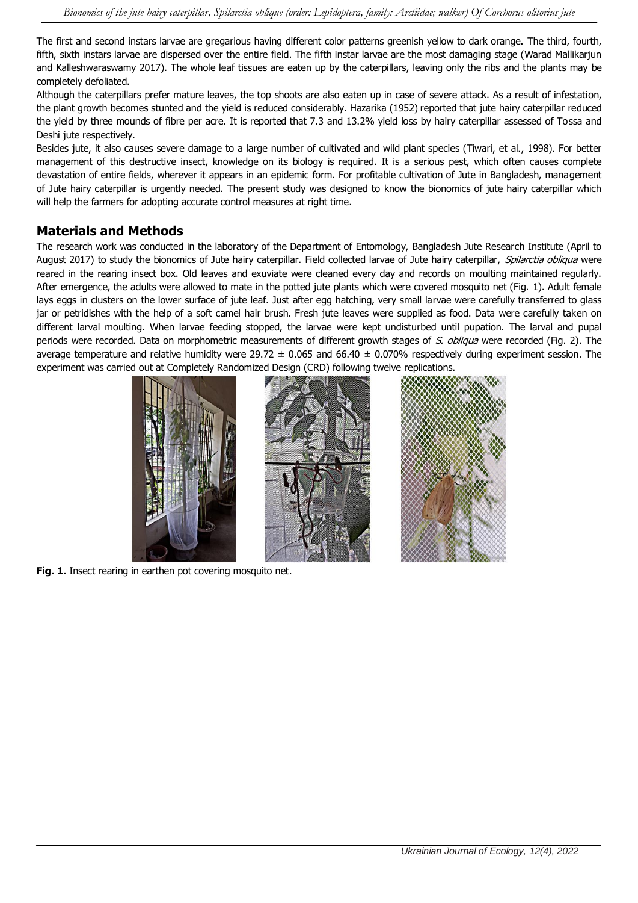The first and second instars larvae are gregarious having different color patterns greenish yellow to dark orange. The third, fourth, fifth, sixth instars larvae are dispersed over the entire field. The fifth instar larvae are the most damaging stage (Warad Mallikarjun and Kalleshwaraswamy 2017). The whole leaf tissues are eaten up by the caterpillars, leaving only the ribs and the plants may be completely defoliated.

Although the caterpillars prefer mature leaves, the top shoots are also eaten up in case of severe attack. As a result of infestation, the plant growth becomes stunted and the yield is reduced considerably. Hazarika (1952) reported that jute hairy caterpillar reduced the yield by three mounds of fibre per acre. It is reported that 7.3 and 13.2% yield loss by hairy caterpillar assessed of Tossa and Deshi jute respectively.

Besides jute, it also causes severe damage to a large number of cultivated and wild plant species (Tiwari, et al., 1998). For better management of this destructive insect, knowledge on its biology is required. It is a serious pest, which often causes complete devastation of entire fields, wherever it appears in an epidemic form. For profitable cultivation of Jute in Bangladesh, management of Jute hairy caterpillar is urgently needed. The present study was designed to know the bionomics of jute hairy caterpillar which will help the farmers for adopting accurate control measures at right time.

## Materials and Methods

The research work was conducted in the laboratory of the Department of Entomology, Bangladesh Jute Research Institute (April to August 2017) to study the bionomics of Jute hairy caterpillar. Field collected larvae of Jute hairy caterpillar, *Spilarctia obliqua* were reared in the rearing insect box. Old leaves and exuviate were cleaned every day and records on moulting maintained regularly. After emergence, the adults were allowed to mate in the potted jute plants which were covered mosquito net (Fig. 1). Adult female lays eggs in clusters on the lower surface of jute leaf. Just after egg hatching, very small larvae were carefully transferred to glass jar or petridishes with the help of a soft camel hair brush. Fresh jute leaves were supplied as food. Data were carefully taken on different larval moulting. When larvae feeding stopped, the larvae were kept undisturbed until pupation. The larval and pupal periods were recorded. Data on morphometric measurements of different growth stages of *S. obliqua* were recorded (Fig. 2). The average temperature and relative humidity were 29.72 ± 0.065 and 66.40 ± 0.070% respectively during experiment session. The experiment was carried out at Completely Randomized Design (CRD) following twelve replications.

**Fig. 1.** Insect rearing in earthen pot covering mosquito net.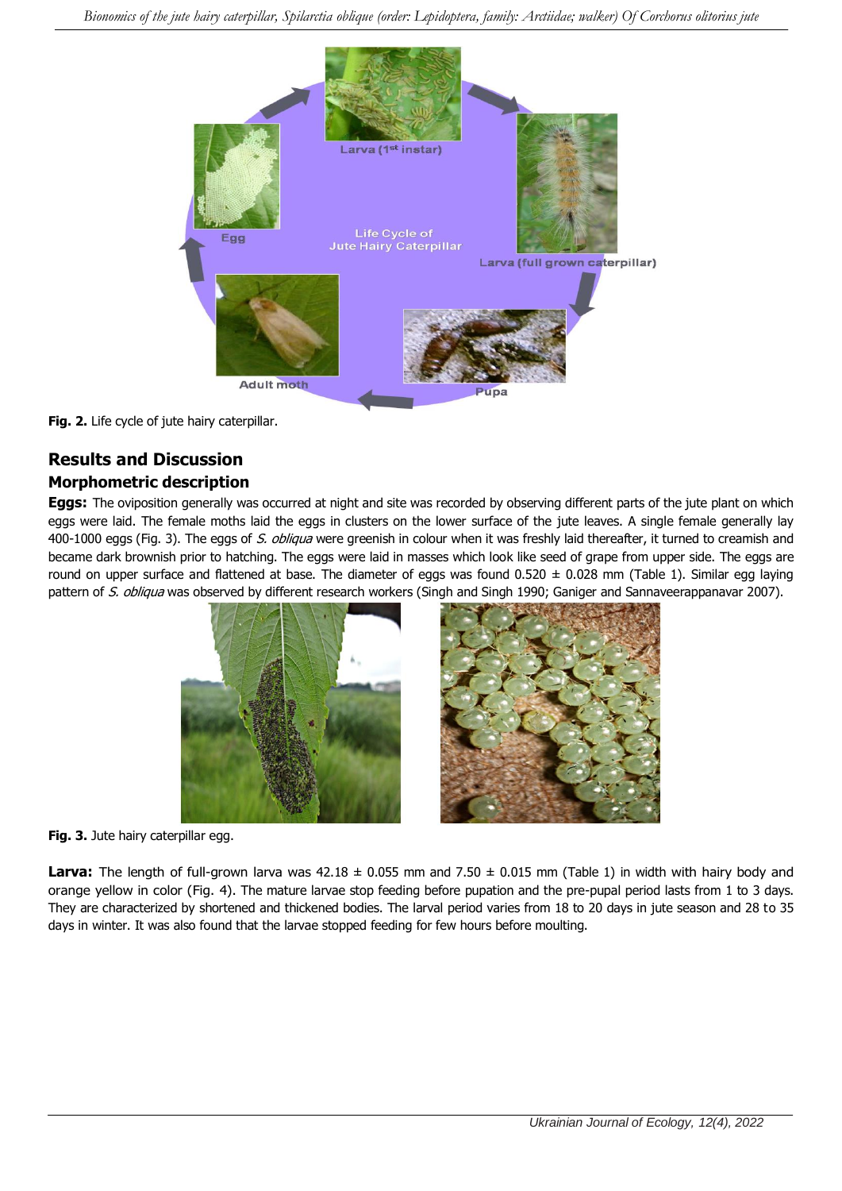Fig. 2. Life cycle of jute hairy caterpillar.

## Results and Discussion

### Morphometric description

**Eggs:** The oviposition generally was occurred at night and site was recorded by observing different parts of the jute plant on which eggs were laid. The female moths laid the eggs in clusters on the lower surface of the jute leaves. A single female generally lay 400-1000 eggs (Fig. 3). The eggs of *S. obliqua* were greenish in colour when it was freshly laid thereafter, it turned to creamish and became dark brownish prior to hatching. The eggs were laid in masses which look like seed of grape from upper side. The eggs are round on upper surface and flattened at base. The diameter of eggs was found 0.520 ± 0.028 mm (Table 1). Similar egg laying pattern of *S. obliqua* was observed by different research workers (Singh and Singh 1990; Ganiger and Sannaveerappanavar 2007).

Fig. 3. Jute hairy caterpillar egg.

**Larva:** The length of full-grown larva was 42.18 ± 0.055 mm and 7.50 ± 0.015 mm (Table 1) in width with hairy body and orange yellow in color (Fig. 4). The mature larvae stop feeding before pupation and the pre-pupal period lasts from 1 to 3 days. They are characterized by shortened and thickened bodies. The larval period varies from 18 to 20 days in jute season and 28 to 35 days in winter. It was also found that the larvae stopped feeding for few hours before moulting.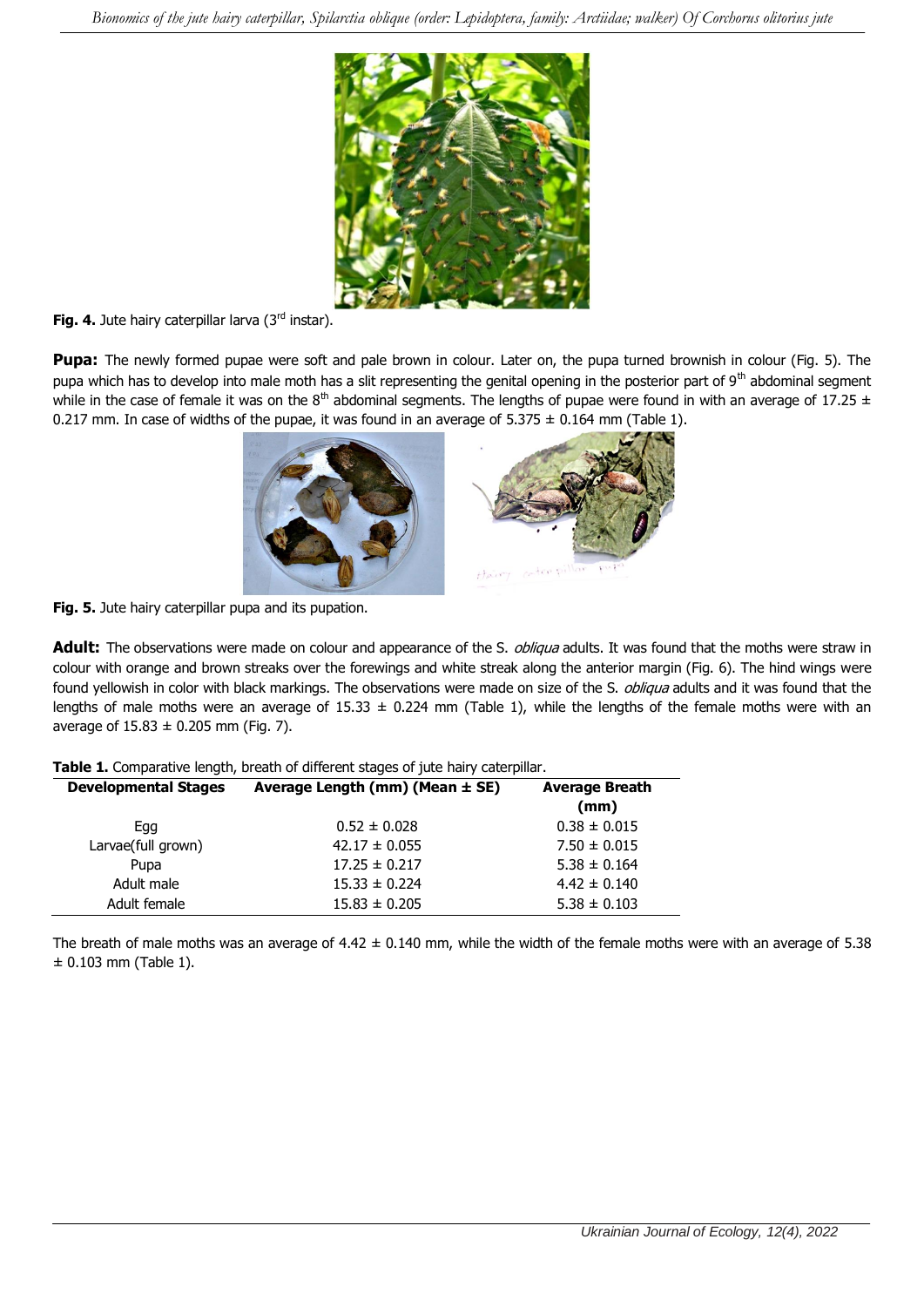Fig. 4. Jute hairy caterpillar larva (3rd instar).

**Pupa:** The newly formed pupae were soft and pale brown in colour. Later on, the pupa turned brownish in colour (Fig. 5). The pupa which has to develop into male moth has a slit representing the genital opening in the posterior part of 9th abdominal segment while in the case of female it was on the 8th abdominal segments. The lengths of pupae were found in with an average of 17.25 ± 0.217 mm. In case of widths of the pupae, it was found in an average of 5.375 ± 0.164 mm (Table 1).

Fig. 5. Jute hairy caterpillar pupa and its pupation.

**Adult:** The observations were made on colour and appearance of the S. *obliqua* adults. It was found that the moths were straw in colour with orange and brown streaks over the forewings and white streak along the anterior margin (Fig. 6). The hind wings were found yellowish in color with black markings. The observations were made on size of the S. *obliqua* adults and it was found that the lengths of male moths were an average of 15.33 ± 0.224 mm (Table 1), while the lengths of the female moths were with an average of 15.83 ± 0.205 mm (Fig. 7).

**Table 1.** Comparative length, breath of different stages of jute hairy caterpillar.

| Developmental Stages | Average Length (mm) (Mean ± SE) | Average Breath (mm) |
|---|---|---|
| Egg | 0.52 ± 0.028 | 0.38 ± 0.015 |
| Larvae(full grown) | 42.17 ± 0.055 | 7.50 ± 0.015 |
| Pupa | 17.25 ± 0.217 | 5.38 ± 0.164 |
| Adult male | 15.33 ± 0.224 | 4.42 ± 0.140 |
| Adult female | 15.83 ± 0.205 | 5.38 ± 0.103 |

The breath of male moths was an average of 4.42 ± 0.140 mm, while the width of the female moths were with an average of 5.38 ± 0.103 mm (Table 1).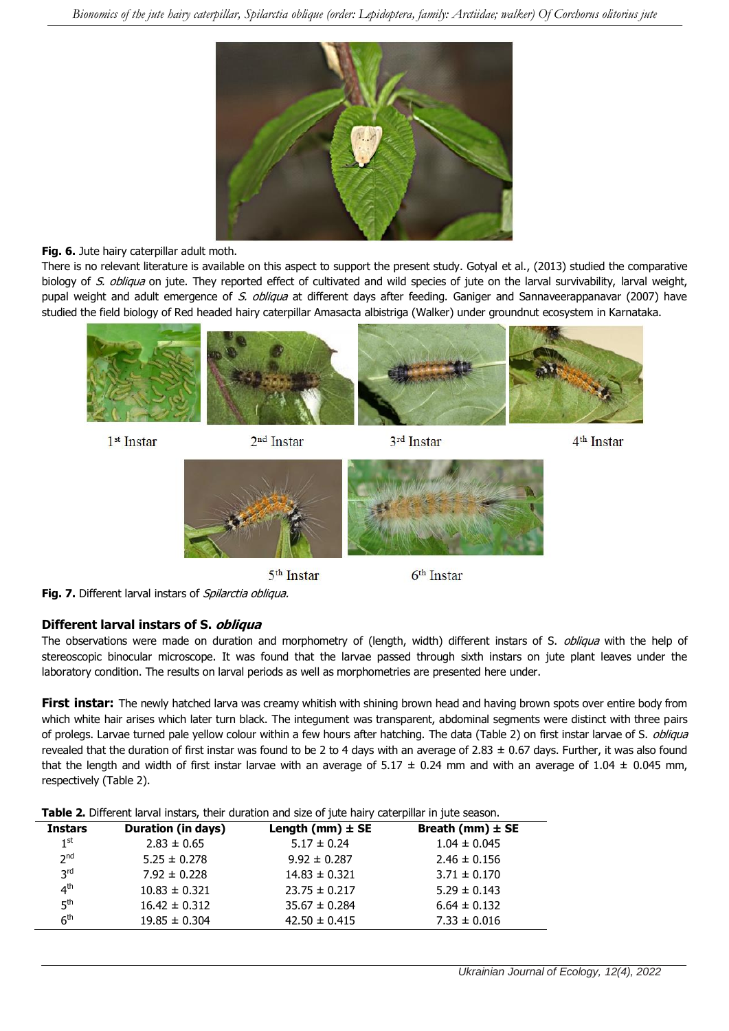**Fig. 6.** Jute hairy caterpillar adult moth.

There is no relevant literature is available on this aspect to support the present study. Gotyal et al., (2013) studied the comparative biology of *S. obliqua* on jute. They reported effect of cultivated and wild species of jute on the larval survivability, larval weight, pupal weight and adult emergence of *S. obliqua* at different days after feeding. Ganiger and Sannaveerappanavar (2007) have studied the field biology of Red headed hairy caterpillar Amasacta albistriga (Walker) under groundnut ecosystem in Karnataka.

1st Instar 2nd Instar 3rd Instar 4th Instar

5th Instar 6th Instar

**Fig. 7.** Different larval instars of *Spilarctia obliqua*.

### Different larval instars of S. *obliqua*

The observations were made on duration and morphometry of (length, width) different instars of S. *obliqua* with the help of stereoscopic binocular microscope. It was found that the larvae passed through sixth instars on jute plant leaves under the laboratory condition. The results on larval periods as well as morphometries are presented here under.

**First instar:** The newly hatched larva was creamy whitish with shining brown head and having brown spots over entire body from which white hair arises which later turn black. The integument was transparent, abdominal segments were distinct with three pairs of prolegs. Larvae turned pale yellow colour within a few hours after hatching. The data (Table 2) on first instar larvae of S. *obliqua* revealed that the duration of first instar was found to be 2 to 4 days with an average of 2.83 ± 0.67 days. Further, it was also found that the length and width of first instar larvae with an average of 5.17 ± 0.24 mm and with an average of 1.04 ± 0.045 mm, respectively (Table 2).

**Table 2.** Different larval instars, their duration and size of jute hairy caterpillar in jute season.

| Instars | Duration (in days) | Length (mm) ± SE | Breath (mm) ± SE |
|---|---|---|---|
| 1st | 2.83 ± 0.65 | 5.17 ± 0.24 | 1.04 ± 0.045 |
| 2nd | 5.25 ± 0.278 | 9.92 ± 0.287 | 2.46 ± 0.156 |
| 3rd | 7.92 ± 0.228 | 14.83 ± 0.321 | 3.71 ± 0.170 |
| 4th | 10.83 ± 0.321 | 23.75 ± 0.217 | 5.29 ± 0.143 |
| 5th | 16.42 ± 0.312 | 35.67 ± 0.284 | 6.64 ± 0.132 |
| 6th | 19.85 ± 0.304 | 42.50 ± 0.415 | 7.33 ± 0.016 |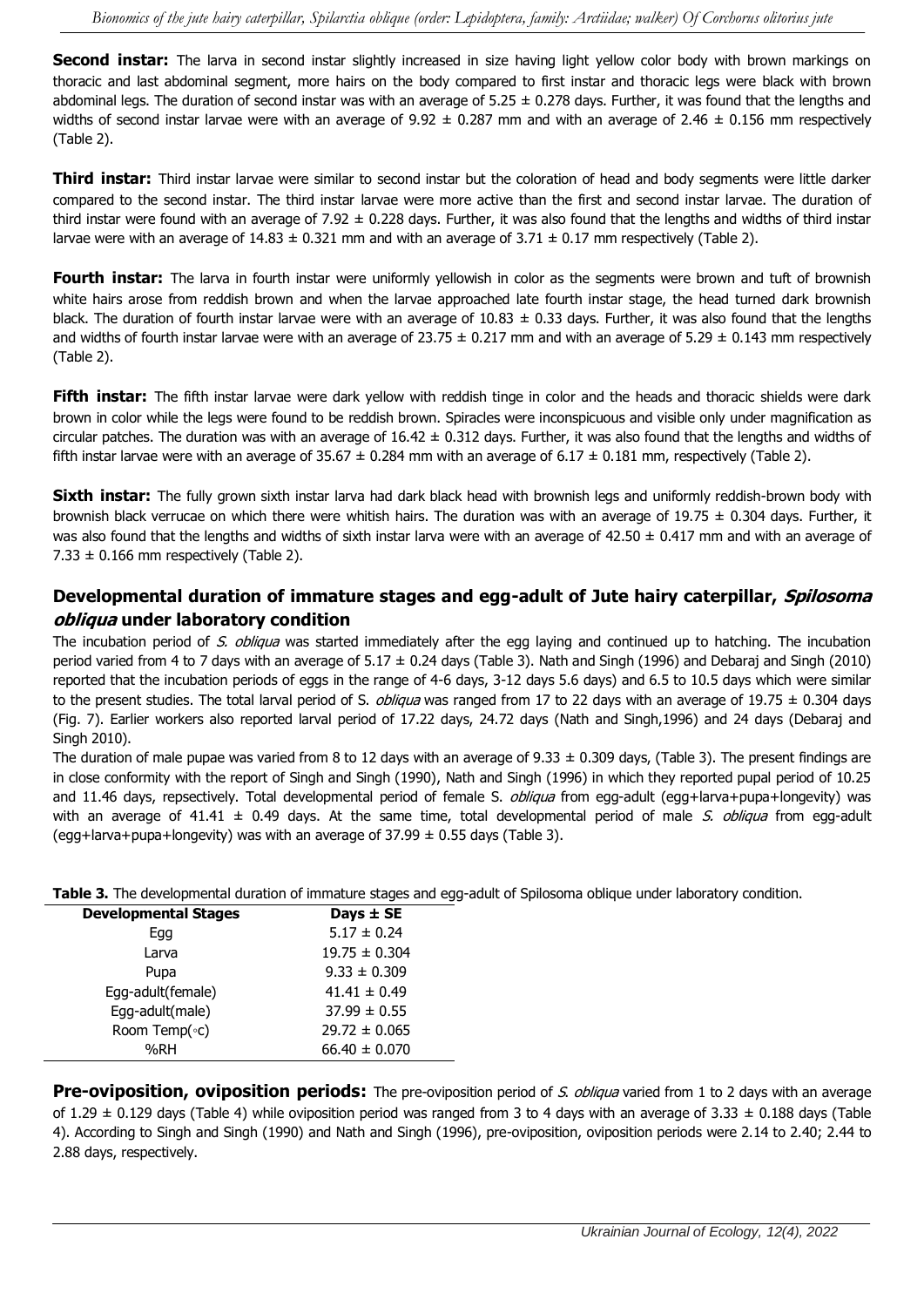**Second instar:** The larva in second instar slightly increased in size having light yellow color body with brown markings on thoracic and last abdominal segment, more hairs on the body compared to first instar and thoracic legs were black with brown abdominal legs. The duration of second instar was with an average of 5.25 ± 0.278 days. Further, it was found that the lengths and widths of second instar larvae were with an average of 9.92 ± 0.287 mm and with an average of 2.46 ± 0.156 mm respectively (Table 2).

**Third instar:** Third instar larvae were similar to second instar but the coloration of head and body segments were little darker compared to the second instar. The third instar larvae were more active than the first and second instar larvae. The duration of third instar were found with an average of 7.92 ± 0.228 days. Further, it was also found that the lengths and widths of third instar larvae were with an average of 14.83 ± 0.321 mm and with an average of 3.71 ± 0.17 mm respectively (Table 2).

**Fourth instar:** The larva in fourth instar were uniformly yellowish in color as the segments were brown and tuft of brownish white hairs arose from reddish brown and when the larvae approached late fourth instar stage, the head turned dark brownish black. The duration of fourth instar larvae were with an average of 10.83 ± 0.33 days. Further, it was also found that the lengths and widths of fourth instar larvae were with an average of 23.75 ± 0.217 mm and with an average of 5.29 ± 0.143 mm respectively (Table 2).

**Fifth instar:** The fifth instar larvae were dark yellow with reddish tinge in color and the heads and thoracic shields were dark brown in color while the legs were found to be reddish brown. Spiracles were inconspicuous and visible only under magnification as circular patches. The duration was with an average of 16.42 ± 0.312 days. Further, it was also found that the lengths and widths of fifth instar larvae were with an average of 35.67 ± 0.284 mm with an average of 6.17 ± 0.181 mm, respectively (Table 2).

**Sixth instar:** The fully grown sixth instar larva had dark black head with brownish legs and uniformly reddish-brown body with brownish black verrucae on which there were whitish hairs. The duration was with an average of 19.75 ± 0.304 days. Further, it was also found that the lengths and widths of sixth instar larva were with an average of 42.50 ± 0.417 mm and with an average of 7.33 ± 0.166 mm respectively (Table 2).

## Developmental duration of immature stages and egg-adult of Jute hairy caterpillar, *Spilosoma obliqua* under laboratory condition

The incubation period of *S. obliqua* was started immediately after the egg laying and continued up to hatching. The incubation period varied from 4 to 7 days with an average of 5.17 ± 0.24 days (Table 3). Nath and Singh (1996) and Debaraj and Singh (2010) reported that the incubation periods of eggs in the range of 4-6 days, 3-12 days 5.6 days) and 6.5 to 10.5 days which were similar to the present studies. The total larval period of S. *obliqua* was ranged from 17 to 22 days with an average of 19.75 ± 0.304 days (Fig. 7). Earlier workers also reported larval period of 17.22 days, 24.72 days (Nath and Singh,1996) and 24 days (Debaraj and Singh 2010).

The duration of male pupae was varied from 8 to 12 days with an average of 9.33 ± 0.309 days, (Table 3). The present findings are in close conformity with the report of Singh and Singh (1990), Nath and Singh (1996) in which they reported pupal period of 10.25 and 11.46 days, repsectively. Total developmental period of female S. *obliqua* from egg-adult (egg+larva+pupa+longevity) was with an average of 41.41 ± 0.49 days. At the same time, total developmental period of male *S. obliqua* from egg-adult (egg+larva+pupa+longevity) was with an average of 37.99 ± 0.55 days (Table 3).

**Table 3.** The developmental duration of immature stages and egg-adult of Spilosoma oblique under laboratory condition.

| Developmental Stages | Days ± SE |
|---|---|
| Egg | 5.17 ± 0.24 |
| Larva | 19.75 ± 0.304 |
| Pupa | 9.33 ± 0.309 |
| Egg-adult(female) | 41.41 ± 0.49 |
| Egg-adult(male) | 37.99 ± 0.55 |
| Room Temp(◦c) | 29.72 ± 0.065 |
| %RH | 66.40 ± 0.070 |

**Pre-oviposition, oviposition periods:** The pre-oviposition period of *S. obliqua* varied from 1 to 2 days with an average of 1.29 ± 0.129 days (Table 4) while oviposition period was ranged from 3 to 4 days with an average of 3.33 ± 0.188 days (Table 4). According to Singh and Singh (1990) and Nath and Singh (1996), pre-oviposition, oviposition periods were 2.14 to 2.40; 2.44 to 2.88 days, respectively.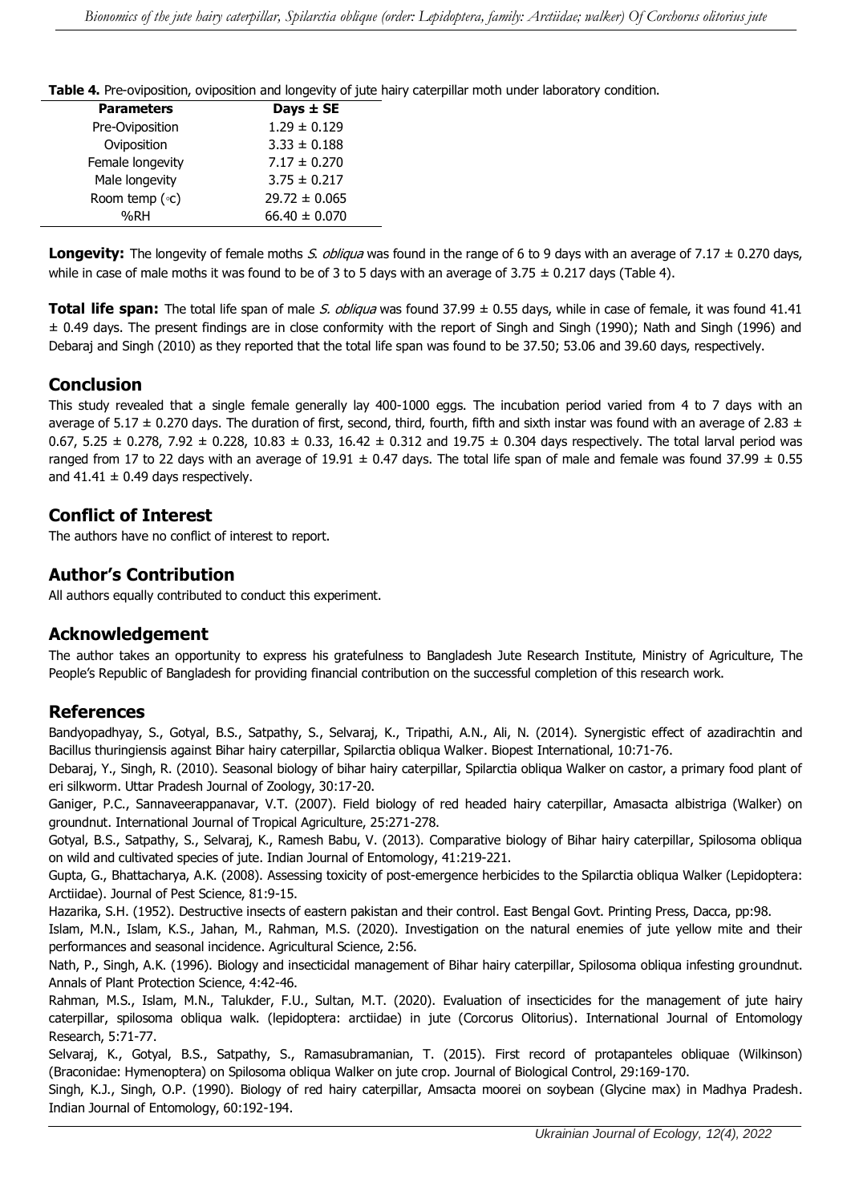**Table 4.** Pre-oviposition, oviposition and longevity of jute hairy caterpillar moth under laboratory condition.

| Parameters | Days ± SE |
|---|---|
| Pre-Oviposition | 1.29 ± 0.129 |
| Oviposition | 3.33 ± 0.188 |
| Female longevity | 7.17 ± 0.270 |
| Male longevity | 3.75 ± 0.217 |
| Room temp (◦c) | 29.72 ± 0.065 |
| %RH | 66.40 ± 0.070 |

**Longevity:** The longevity of female moths *S. obliqua* was found in the range of 6 to 9 days with an average of 7.17 ± 0.270 days, while in case of male moths it was found to be of 3 to 5 days with an average of 3.75 ± 0.217 days (Table 4).

**Total life span:** The total life span of male *S. obliqua* was found 37.99 ± 0.55 days, while in case of female, it was found 41.41 ± 0.49 days. The present findings are in close conformity with the report of Singh and Singh (1990); Nath and Singh (1996) and Debaraj and Singh (2010) as they reported that the total life span was found to be 37.50; 53.06 and 39.60 days, respectively.

## Conclusion

This study revealed that a single female generally lay 400-1000 eggs. The incubation period varied from 4 to 7 days with an average of 5.17 ± 0.270 days. The duration of first, second, third, fourth, fifth and sixth instar was found with an average of 2.83 ± 0.67, 5.25 ± 0.278, 7.92 ± 0.228, 10.83 ± 0.33, 16.42 ± 0.312 and 19.75 ± 0.304 days respectively. The total larval period was ranged from 17 to 22 days with an average of 19.91 ± 0.47 days. The total life span of male and female was found 37.99 ± 0.55 and 41.41 ± 0.49 days respectively.

## Conflict of Interest

The authors have no conflict of interest to report.

## Author's Contribution

All authors equally contributed to conduct this experiment.

## Acknowledgement

The author takes an opportunity to express his gratefulness to Bangladesh Jute Research Institute, Ministry of Agriculture, The People's Republic of Bangladesh for providing financial contribution on the successful completion of this research work.

## References

Bandyopadhyay, S., Gotyal, B.S., Satpathy, S., Selvaraj, K., Tripathi, A.N., Ali, N. (2014). Synergistic effect of azadirachtin and Bacillus thuringiensis against Bihar hairy caterpillar, Spilarctia obliqua Walker. Biopest International, 10:71-76.

Debaraj, Y., Singh, R. (2010). Seasonal biology of bihar hairy caterpillar, Spilarctia obliqua Walker on castor, a primary food plant of eri silkworm. Uttar Pradesh Journal of Zoology, 30:17-20.

Ganiger, P.C., Sannaveerappanavar, V.T. (2007). Field biology of red headed hairy caterpillar, Amasacta albistriga (Walker) on groundnut. International Journal of Tropical Agriculture, 25:271-278.

Gotyal, B.S., Satpathy, S., Selvaraj, K., Ramesh Babu, V. (2013). Comparative biology of Bihar hairy caterpillar, Spilosoma obliqua on wild and cultivated species of jute. Indian Journal of Entomology, 41:219-221.

Gupta, G., Bhattacharya, A.K. (2008). Assessing toxicity of post-emergence herbicides to the Spilarctia obliqua Walker (Lepidoptera: Arctiidae). Journal of Pest Science, 81:9-15.

Hazarika, S.H. (1952). Destructive insects of eastern pakistan and their control. East Bengal Govt. Printing Press, Dacca, pp:98.

Islam, M.N., Islam, K.S., Jahan, M., Rahman, M.S. (2020). Investigation on the natural enemies of jute yellow mite and their performances and seasonal incidence. Agricultural Science, 2:56.

Nath, P., Singh, A.K. (1996). Biology and insecticidal management of Bihar hairy caterpillar, Spilosoma obliqua infesting groundnut. Annals of Plant Protection Science, 4:42-46.

Rahman, M.S., Islam, M.N., Talukder, F.U., Sultan, M.T. (2020). Evaluation of insecticides for the management of jute hairy caterpillar, spilosoma obliqua walk. (lepidoptera: arctiidae) in jute (Corcorus Olitorius). International Journal of Entomology Research, 5:71-77.

Selvaraj, K., Gotyal, B.S., Satpathy, S., Ramasubramanian, T. (2015). First record of protapanteles obliquae (Wilkinson) (Braconidae: Hymenoptera) on Spilosoma obliqua Walker on jute crop. Journal of Biological Control, 29:169-170.

Singh, K.J., Singh, O.P. (1990). Biology of red hairy caterpillar, Amsacta moorei on soybean (Glycine max) in Madhya Pradesh. Indian Journal of Entomology, 60:192-194.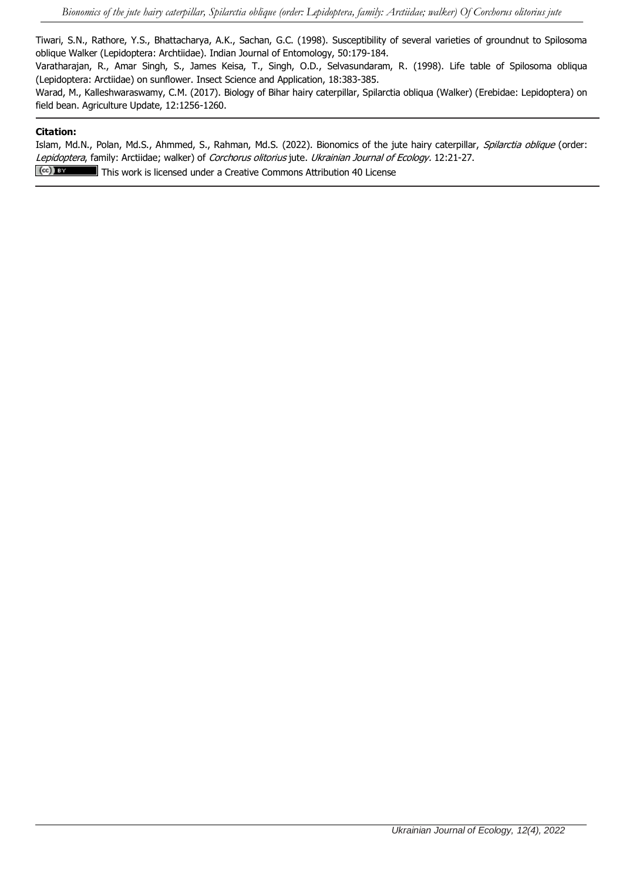Tiwari, S.N., Rathore, Y.S., Bhattacharya, A.K., Sachan, G.C. (1998). Susceptibility of several varieties of groundnut to Spilosoma oblique Walker (Lepidoptera: Archtiidae). Indian Journal of Entomology, 50:179-184.

Varatharajan, R., Amar Singh, S., James Keisa, T., Singh, O.D., Selvasundaram, R. (1998). Life table of Spilosoma obliqua (Lepidoptera: Arctiidae) on sunflower. Insect Science and Application, 18:383-385.

Warad, M., Kalleshwaraswamy, C.M. (2017). Biology of Bihar hairy caterpillar, Spilarctia obliqua (Walker) (Erebidae: Lepidoptera) on field bean. Agriculture Update, 12:1256-1260.

**Citation:**

Islam, Md.N., Polan, Md.S., Ahmmed, S., Rahman, Md.S. (2022). Bionomics of the jute hairy caterpillar, *Spilarctia oblique* (order: *Lepidoptera*, family: Arctiidae; walker) of *Corchorus olitorius* jute. *Ukrainian Journal of Ecology.* 12:21-27.

This work is licensed under a Creative Commons Attribution 40 License